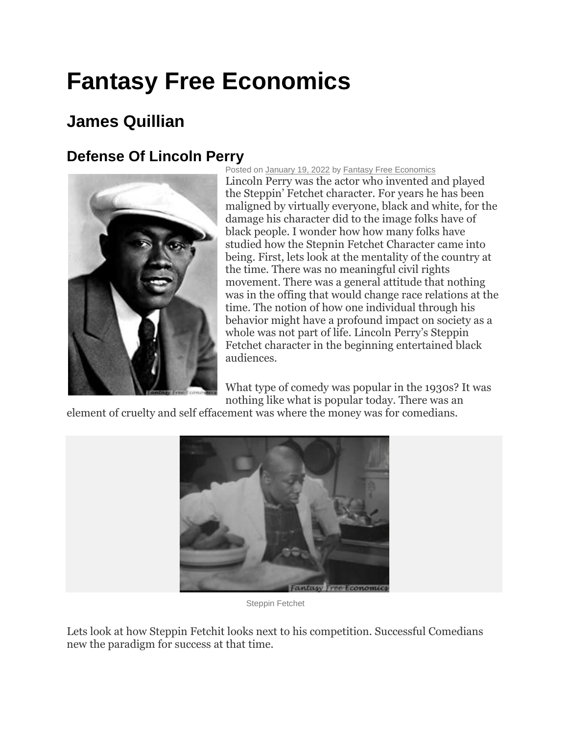# Fantasy Free Economics

## James Quillian

## Defense Of Lincoln Perry

Posted on January 19, 2022 by Fantasy Free Economics

Lincoln Perry was the actor who invented and played the Steppin' Fetchet character. For years he has been maligned by virtually everyone, black and white, for the damage his character did to the image folks have of black people. I wonder how how many folks have studied how the Stepnin Fetchet Character came into being. First, lets look at the mentality of the country at the time. There was no meaningful civil rights movement. There was a general attitude that nothing was in the offing that would change race relations at the time. The notion of how one individual through his behavior might have a profound impact on society as a whole was not part of life. Lincoln Perry's Steppin Fetchet character in the beginning entertained black audiences.

What type of comedy was popular in the 1930s? It was nothing like what is popular today. There was an element of cruelty and self effacement was where the money was for comedians.

Steppin Fetchet

Lets look at how Steppin Fetchit looks next to his competition. Successful Comedians new the paradigm for success at that time.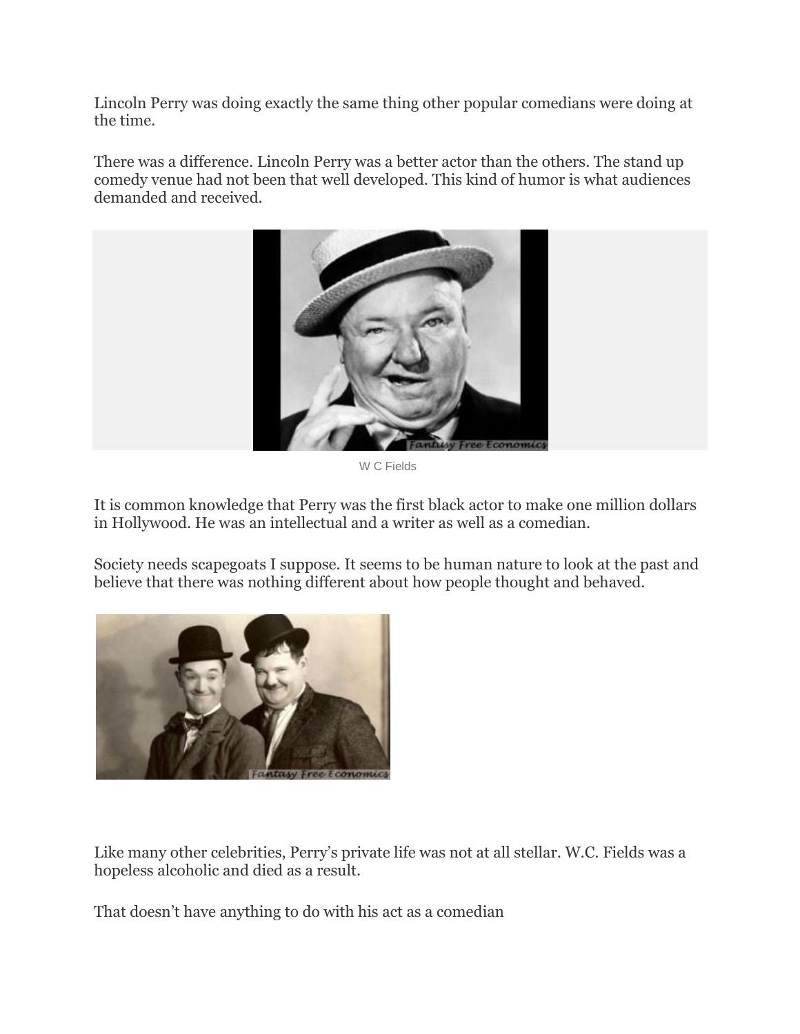Lincoln Perry was doing exactly the same thing other popular comedians were doing at the time.

There was a difference. Lincoln Perry was a better actor than the others. The stand up comedy venue had not been that well developed. This kind of humor is what audiences demanded and received.

W C Fields

It is common knowledge that Perry was the first black actor to make one million dollars in Hollywood. He was an intellectual and a writer as well as a comedian.

Society needs scapegoats I suppose. It seems to be human nature to look at the past and believe that there was nothing different about how people thought and behaved.

Like many other celebrities, Perry's private life was not at all stellar. W.C. Fields was a hopeless alcoholic and died as a result.

That doesn't have anything to do with his act as a comedian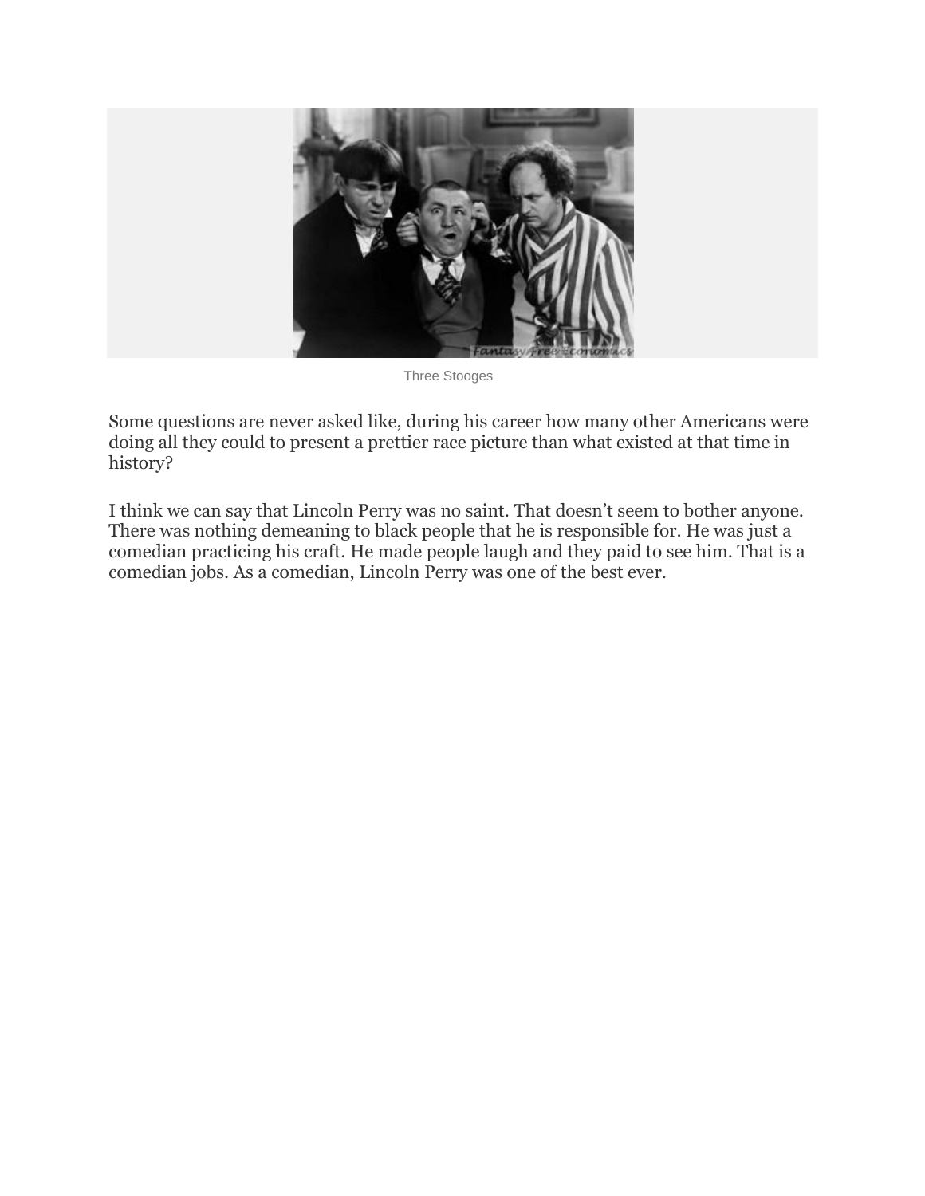Three Stooges

Some questions are never asked like, during his career how many other Americans were doing all they could to present a prettier race picture than what existed at that time in history?

I think we can say that Lincoln Perry was no saint. That doesn't seem to bother anyone. There was nothing demeaning to black people that he is responsible for. He was just a comedian practicing his craft. He made people laugh and they paid to see him. That is a comedian jobs. As a comedian, Lincoln Perry was one of the best ever.